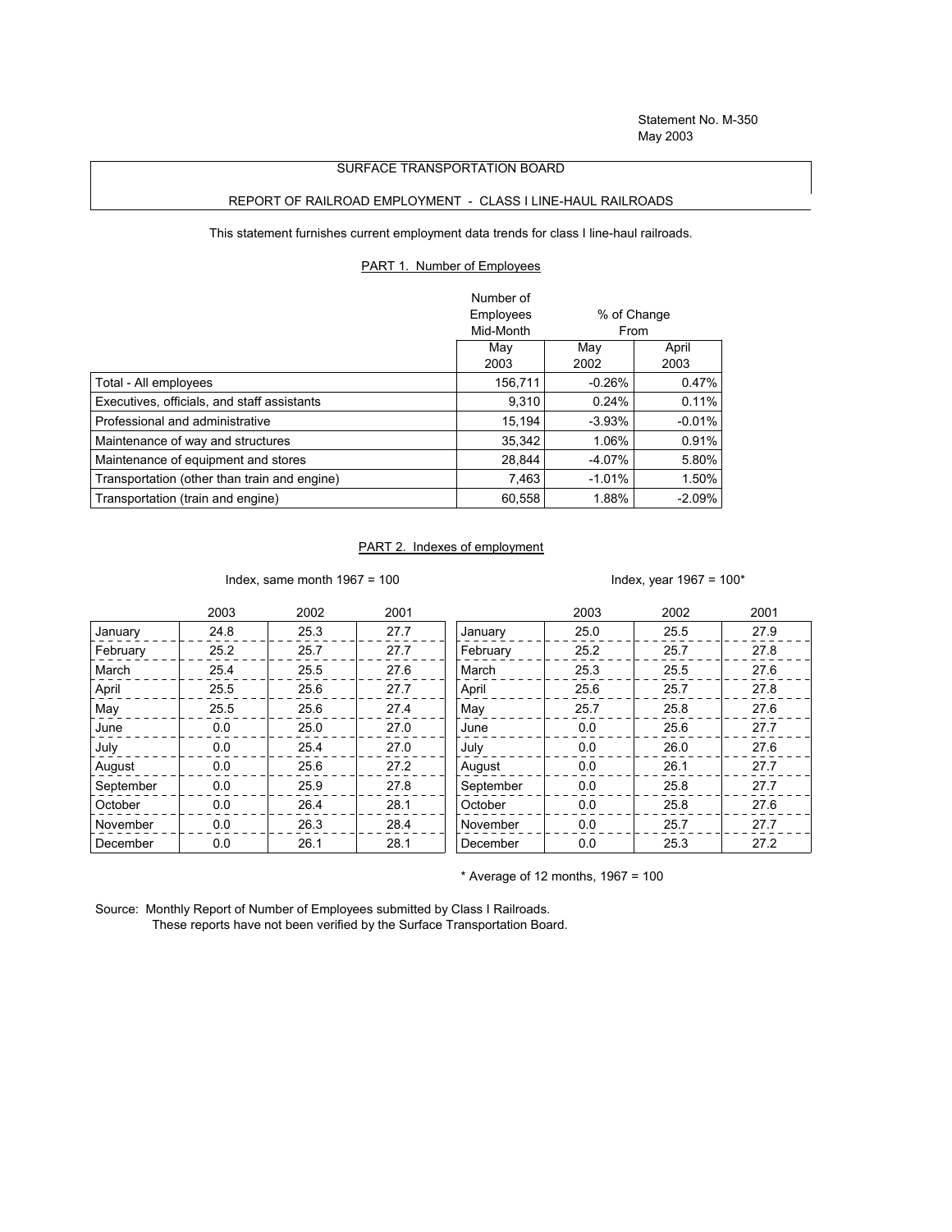Statement No. M-350
May 2003

# SURFACE TRANSPORTATION BOARD

## REPORT OF RAILROAD EMPLOYMENT - CLASS I LINE-HAUL RAILROADS

This statement furnishes current employment data trends for class I line-haul railroads.

### PART 1. Number of Employees

| | Number of Employees Mid-Month | % of Change From | |
|---|---|---|---|
| | May 2003 | May 2002 | April 2003 |
| Total - All employees | 156,711 | -0.26% | 0.47% |
| Executives, officials, and staff assistants | 9,310 | 0.24% | 0.11% |
| Professional and administrative | 15,194 | -3.93% | -0.01% |
| Maintenance of way and structures | 35,342 | 1.06% | 0.91% |
| Maintenance of equipment and stores | 28,844 | -4.07% | 5.80% |
| Transportation (other than train and engine) | 7,463 | -1.01% | 1.50% |
| Transportation (train and engine) | 60,558 | 1.88% | -2.09% |

### PART 2. Indexes of employment

Index, same month 1967 = 100

| | 2003 | 2002 | 2001 |
|---|---|---|---|
| January | 24.8 | 25.3 | 27.7 |
| February | 25.2 | 25.7 | 27.7 |
| March | 25.4 | 25.5 | 27.6 |
| April | 25.5 | 25.6 | 27.7 |
| May | 25.5 | 25.6 | 27.4 |
| June | 0.0 | 25.0 | 27.0 |
| July | 0.0 | 25.4 | 27.0 |
| August | 0.0 | 25.6 | 27.2 |
| September | 0.0 | 25.9 | 27.8 |
| October | 0.0 | 26.4 | 28.1 |
| November | 0.0 | 26.3 | 28.4 |
| December | 0.0 | 26.1 | 28.1 |

Index, year 1967 = 100*

| | 2003 | 2002 | 2001 |
|---|---|---|---|
| January | 25.0 | 25.5 | 27.9 |
| February | 25.2 | 25.7 | 27.8 |
| March | 25.3 | 25.5 | 27.6 |
| April | 25.6 | 25.7 | 27.8 |
| May | 25.7 | 25.8 | 27.6 |
| June | 0.0 | 25.6 | 27.7 |
| July | 0.0 | 26.0 | 27.6 |
| August | 0.0 | 26.1 | 27.7 |
| September | 0.0 | 25.8 | 27.7 |
| October | 0.0 | 25.8 | 27.6 |
| November | 0.0 | 25.7 | 27.7 |
| December | 0.0 | 25.3 | 27.2 |

\* Average of 12 months, 1967 = 100

Source: Monthly Report of Number of Employees submitted by Class I Railroads.
These reports have not been verified by the Surface Transportation Board.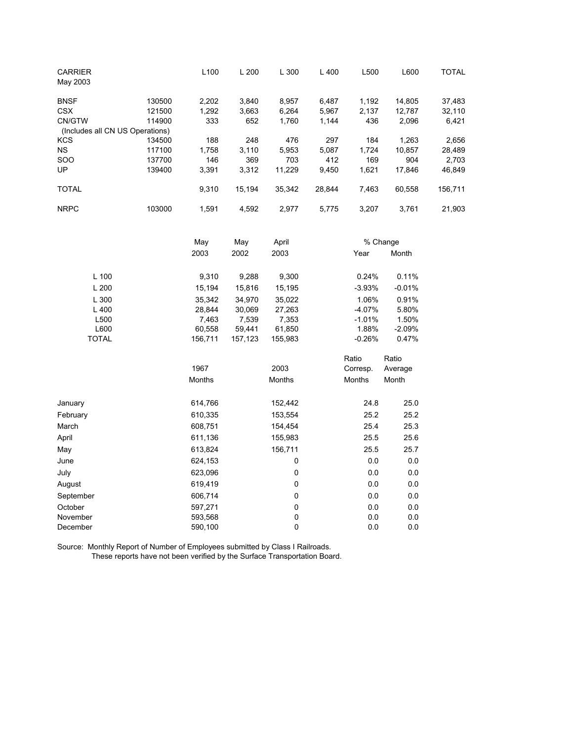| CARRIER<br>May 2003 | | L100 | L 200 | L 300 | L 400 | L500 | L600 | TOTAL |
|---|---|---|---|---|---|---|---|---|
| BNSF | 130500 | 2,202 | 3,840 | 8,957 | 6,487 | 1,192 | 14,805 | 37,483 |
| CSX | 121500 | 1,292 | 3,663 | 6,264 | 5,967 | 2,137 | 12,787 | 32,110 |
| CN/GTW | 114900 | 333 | 652 | 1,760 | 1,144 | 436 | 2,096 | 6,421 |
| (Includes all CN US Operations) | | | | | | | | |
| KCS | 134500 | 188 | 248 | 476 | 297 | 184 | 1,263 | 2,656 |
| NS | 117100 | 1,758 | 3,110 | 5,953 | 5,087 | 1,724 | 10,857 | 28,489 |
| SOO | 137700 | 146 | 369 | 703 | 412 | 169 | 904 | 2,703 |
| UP | 139400 | 3,391 | 3,312 | 11,229 | 9,450 | 1,621 | 17,846 | 46,849 |
| TOTAL | | 9,310 | 15,194 | 35,342 | 28,844 | 7,463 | 60,558 | 156,711 |
| NRPC | 103000 | 1,591 | 4,592 | 2,977 | 5,775 | 3,207 | 3,761 | 21,903 |

| | May 2003 | May 2002 | April 2003 | % Change Year | % Change Month |
|---|---|---|---|---|---|
| L 100 | 9,310 | 9,288 | 9,300 | 0.24% | 0.11% |
| L 200 | 15,194 | 15,816 | 15,195 | -3.93% | -0.01% |
| L 300 | 35,342 | 34,970 | 35,022 | 1.06% | 0.91% |
| L 400 | 28,844 | 30,069 | 27,263 | -4.07% | 5.80% |
| L500 | 7,463 | 7,539 | 7,353 | -1.01% | 1.50% |
| L600 | 60,558 | 59,441 | 61,850 | 1.88% | -2.09% |
| TOTAL | 156,711 | 157,123 | 155,983 | -0.26% | 0.47% |

| | 1967 Months | 2003 Months | Ratio Corresp. Months | Ratio Average Month |
|---|---|---|---|---|
| January | 614,766 | 152,442 | 24.8 | 25.0 |
| February | 610,335 | 153,554 | 25.2 | 25.2 |
| March | 608,751 | 154,454 | 25.4 | 25.3 |
| April | 611,136 | 155,983 | 25.5 | 25.6 |
| May | 613,824 | 156,711 | 25.5 | 25.7 |
| June | 624,153 | 0 | 0.0 | 0.0 |
| July | 623,096 | 0 | 0.0 | 0.0 |
| August | 619,419 | 0 | 0.0 | 0.0 |
| September | 606,714 | 0 | 0.0 | 0.0 |
| October | 597,271 | 0 | 0.0 | 0.0 |
| November | 593,568 | 0 | 0.0 | 0.0 |
| December | 590,100 | 0 | 0.0 | 0.0 |

Source: Monthly Report of Number of Employees submitted by Class I Railroads.
These reports have not been verified by the Surface Transportation Board.